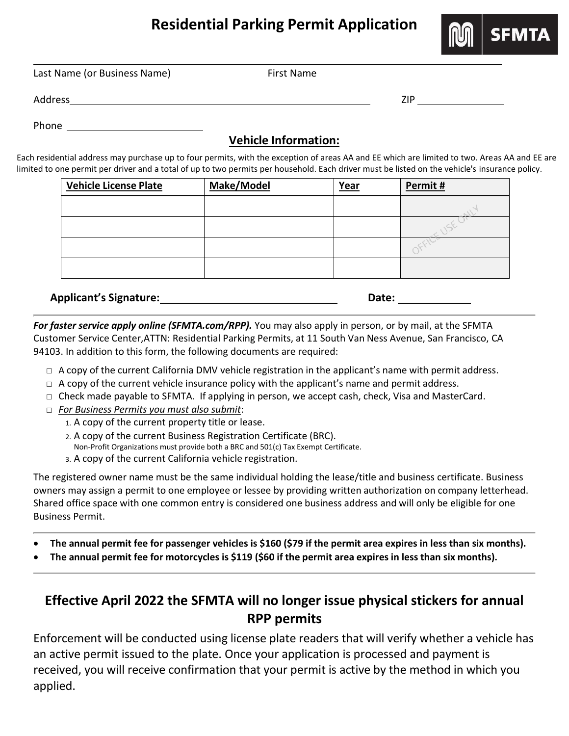# Residential Parking Permit Application

SFMTA

Last Name (or Business Name) ______________________ First Name ______________________

Address ______________________________________________ ZIP ______________

Phone ______________________

### Vehicle Information:

Each residential address may purchase up to four permits, with the exception of areas AA and EE which are limited to two. Areas AA and EE are limited to one permit per driver and a total of up to two permits per household. Each driver must be listed on the vehicle's insurance policy.

| Vehicle License Plate | Make/Model | Year | Permit # |
|---|---|---|---|
| | | | OFFICE USE ONLY |
| | | | |
| | | | |
| | | | |

**Applicant's Signature:** ______________________________ **Date:** ____________

***For faster service apply online (SFMTA.com/RPP).*** You may also apply in person, or by mail, at the SFMTA Customer Service Center,ATTN: Residential Parking Permits, at 11 South Van Ness Avenue, San Francisco, CA 94103. In addition to this form, the following documents are required:

- □ A copy of the current California DMV vehicle registration in the applicant's name with permit address.
- □ A copy of the current vehicle insurance policy with the applicant's name and permit address.
- □ Check made payable to SFMTA. If applying in person, we accept cash, check, Visa and MasterCard.
- □ *For Business Permits you must also submit*:
  1. A copy of the current property title or lease.
  2. A copy of the current Business Registration Certificate (BRC). Non-Profit Organizations must provide both a BRC and 501(c) Tax Exempt Certificate.
  3. A copy of the current California vehicle registration.

The registered owner name must be the same individual holding the lease/title and business certificate. Business owners may assign a permit to one employee or lessee by providing written authorization on company letterhead. Shared office space with one common entry is considered one business address and will only be eligible for one Business Permit.

- **The annual permit fee for passenger vehicles is $160 ($79 if the permit area expires in less than six months).**
- **The annual permit fee for motorcycles is $119 ($60 if the permit area expires in less than six months).**

## Effective April 2022 the SFMTA will no longer issue physical stickers for annual RPP permits

Enforcement will be conducted using license plate readers that will verify whether a vehicle has an active permit issued to the plate. Once your application is processed and payment is received, you will receive confirmation that your permit is active by the method in which you applied.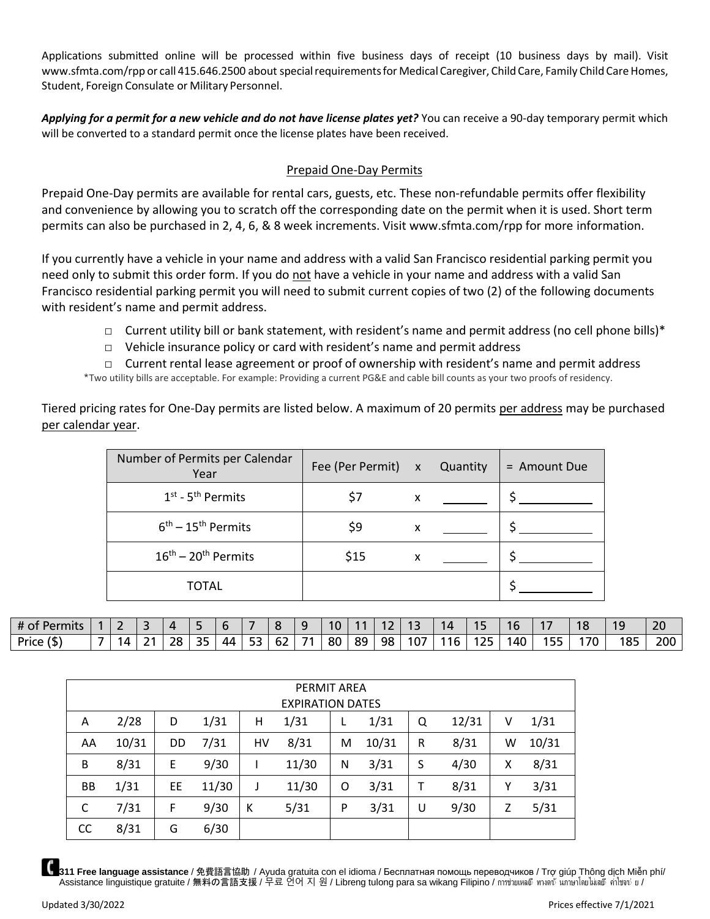Applications submitted online will be processed within five business days of receipt (10 business days by mail). Visit www.sfmta.com/rpp or call 415.646.2500 about special requirements for Medical Caregiver, Child Care, Family Child Care Homes, Student, Foreign Consulate or Military Personnel.

***Applying for a permit for a new vehicle and do not have license plates yet?*** You can receive a 90-day temporary permit which will be converted to a standard permit once the license plates have been received.

## Prepaid One-Day Permits

Prepaid One-Day permits are available for rental cars, guests, etc. These non-refundable permits offer flexibility and convenience by allowing you to scratch off the corresponding date on the permit when it is used. Short term permits can also be purchased in 2, 4, 6, & 8 week increments. Visit www.sfmta.com/rpp for more information.

If you currently have a vehicle in your name and address with a valid San Francisco residential parking permit you need only to submit this order form. If you do not have a vehicle in your name and address with a valid San Francisco residential parking permit you will need to submit current copies of two (2) of the following documents with resident's name and permit address.

- □ Current utility bill or bank statement, with resident's name and permit address (no cell phone bills)*
- □ Vehicle insurance policy or card with resident's name and permit address
- □ Current rental lease agreement or proof of ownership with resident's name and permit address

*Two utility bills are acceptable. For example: Providing a current PG&E and cable bill counts as your two proofs of residency.

Tiered pricing rates for One-Day permits are listed below. A maximum of 20 permits per address may be purchased per calendar year.

| Number of Permits per Calendar Year | Fee (Per Permit) | x | Quantity | = Amount Due |
|---|---|---|---|---|
| 1st - 5th Permits | $7 | x | _______ | $ __________ |
| 6th – 15th Permits | $9 | x | _______ | $ __________ |
| 16th – 20th Permits | $15 | x | _______ | $ __________ |
| TOTAL | | | | $ __________ |

| # of Permits | 1 | 2 | 3 | 4 | 5 | 6 | 7 | 8 | 9 | 10 | 11 | 12 | 13 | 14 | 15 | 16 | 17 | 18 | 19 | 20 |
|---|---|---|---|---|---|---|---|---|---|---|---|---|---|---|---|---|---|---|---|---|
| Price ($) | 7 | 14 | 21 | 28 | 35 | 44 | 53 | 62 | 71 | 80 | 89 | 98 | 107 | 116 | 125 | 140 | 155 | 170 | 185 | 200 |

| PERMIT AREA EXPIRATION DATES | | | | | | | | | | | |
|---|---|---|---|---|---|---|---|---|---|---|---|
| A | 2/28 | D | 1/31 | H | 1/31 | L | 1/31 | Q | 12/31 | V | 1/31 |
| AA | 10/31 | DD | 7/31 | HV | 8/31 | M | 10/31 | R | 8/31 | W | 10/31 |
| B | 8/31 | E | 9/30 | I | 11/30 | N | 3/31 | S | 4/30 | X | 8/31 |
| BB | 1/31 | EE | 11/30 | J | 11/30 | O | 3/31 | T | 8/31 | Y | 3/31 |
| C | 7/31 | F | 9/30 | K | 5/31 | P | 3/31 | U | 9/30 | Z | 5/31 |
| CC | 8/31 | G | 6/30 | | | | | | | | |

**311 Free language assistance** / 免費語言協助 / Ayuda gratuita con el idioma / Бесплатная помощь переводчиков / Trợ giúp Thông dịch Miễn phí/ Assistance linguistique gratuite / 無料の言語支援 / 무료 언어 지 원 / Libreng tulong para sa wikang Filipino / การช่วยเหลือทางด้านภาษาโดยไม่เสียค่าใช้จ่าย /

Updated 3/30/2022

Prices effective 7/1/2021